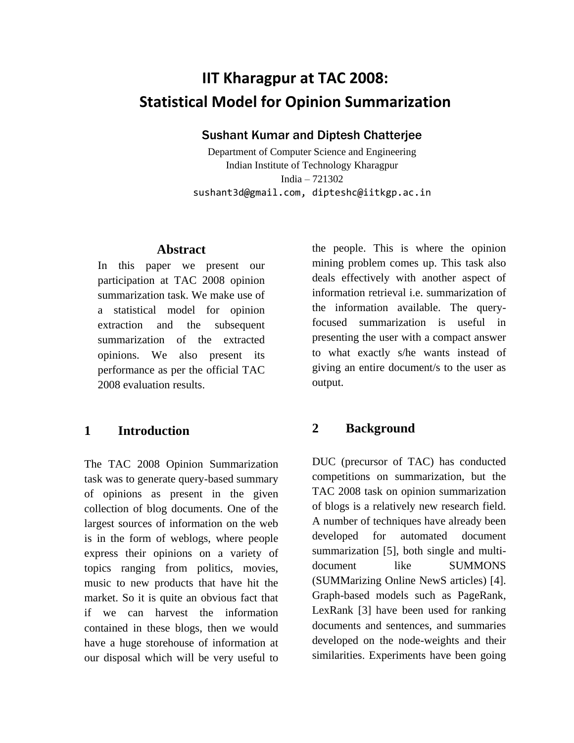# IIT Kharagpur at TAC 2008: Statistical Model for Opinion Summarization

**Sushant Kumar and Diptesh Chatterjee**

Department of Computer Science and Engineering
Indian Institute of Technology Kharagpur
India – 721302
sushant3d@gmail.com, dipteshc@iitkgp.ac.in

## Abstract

In this paper we present our participation at TAC 2008 opinion summarization task. We make use of a statistical model for opinion extraction and the subsequent summarization of the extracted opinions. We also present its performance as per the official TAC 2008 evaluation results.

## 1 Introduction

The TAC 2008 Opinion Summarization task was to generate query-based summary of opinions as present in the given collection of blog documents. One of the largest sources of information on the web is in the form of weblogs, where people express their opinions on a variety of topics ranging from politics, movies, music to new products that have hit the market. So it is quite an obvious fact that if we can harvest the information contained in these blogs, then we would have a huge storehouse of information at our disposal which will be very useful to the people. This is where the opinion mining problem comes up. This task also deals effectively with another aspect of information retrieval i.e. summarization of the information available. The query-focused summarization is useful in presenting the user with a compact answer to what exactly s/he wants instead of giving an entire document/s to the user as output.

## 2 Background

DUC (precursor of TAC) has conducted competitions on summarization, but the TAC 2008 task on opinion summarization of blogs is a relatively new research field. A number of techniques have already been developed for automated document summarization [5], both single and multi-document like SUMMONS (SUMMarizing Online NewS articles) [4]. Graph-based models such as PageRank, LexRank [3] have been used for ranking documents and sentences, and summaries developed on the node-weights and their similarities. Experiments have been going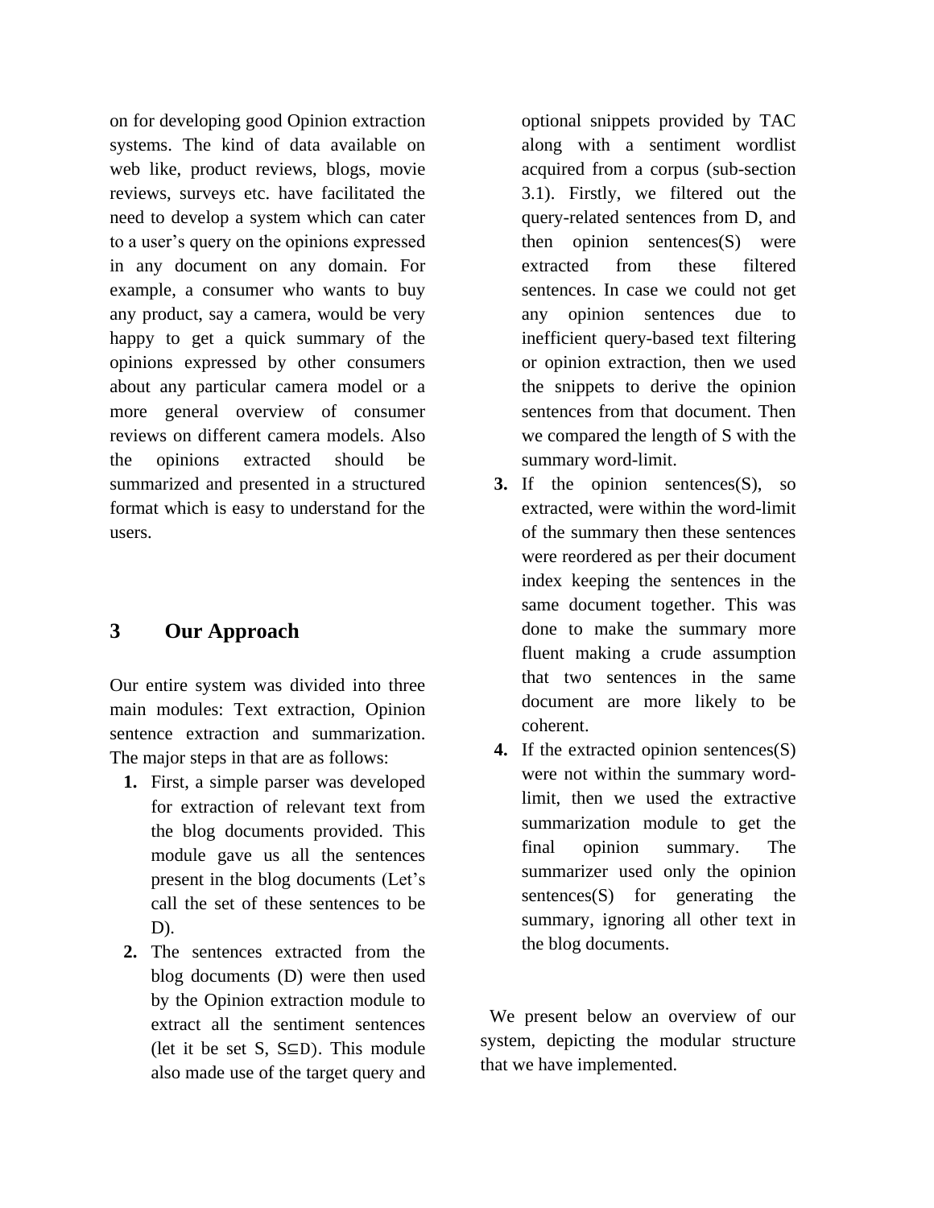on for developing good Opinion extraction systems. The kind of data available on web like, product reviews, blogs, movie reviews, surveys etc. have facilitated the need to develop a system which can cater to a user's query on the opinions expressed in any document on any domain. For example, a consumer who wants to buy any product, say a camera, would be very happy to get a quick summary of the opinions expressed by other consumers about any particular camera model or a more general overview of consumer reviews on different camera models. Also the opinions extracted should be summarized and presented in a structured format which is easy to understand for the users.

## 3 Our Approach

Our entire system was divided into three main modules: Text extraction, Opinion sentence extraction and summarization. The major steps in that are as follows:

1. First, a simple parser was developed for extraction of relevant text from the blog documents provided. This module gave us all the sentences present in the blog documents (Let's call the set of these sentences to be D).
2. The sentences extracted from the blog documents (D) were then used by the Opinion extraction module to extract all the sentiment sentences (let it be set S, $S \subseteq D$). This module also made use of the target query and optional snippets provided by TAC along with a sentiment wordlist acquired from a corpus (sub-section 3.1). Firstly, we filtered out the query-related sentences from D, and then opinion sentences(S) were extracted from these filtered sentences. In case we could not get any opinion sentences due to inefficient query-based text filtering or opinion extraction, then we used the snippets to derive the opinion sentences from that document. Then we compared the length of S with the summary word-limit.
3. If the opinion sentences(S), so extracted, were within the word-limit of the summary then these sentences were reordered as per their document index keeping the sentences in the same document together. This was done to make the summary more fluent making a crude assumption that two sentences in the same document are more likely to be coherent.
4. If the extracted opinion sentences(S) were not within the summary word-limit, then we used the extractive summarization module to get the final opinion summary. The summarizer used only the opinion sentences(S) for generating the summary, ignoring all other text in the blog documents.

We present below an overview of our system, depicting the modular structure that we have implemented.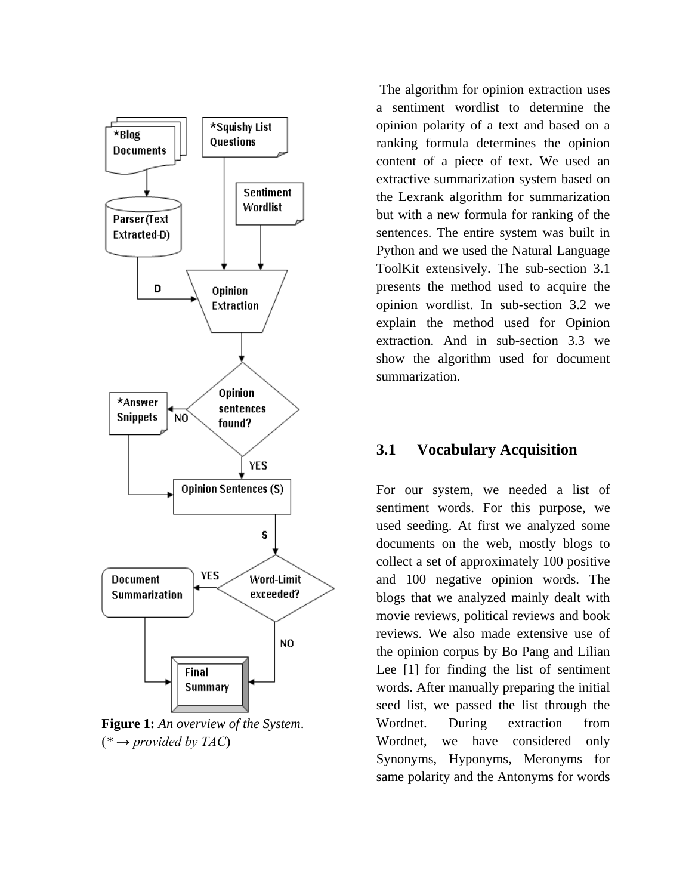Figure 1: *An overview of the System.* (*→ *provided by TAC*)

The algorithm for opinion extraction uses a sentiment wordlist to determine the opinion polarity of a text and based on a ranking formula determines the opinion content of a piece of text. We used an extractive summarization system based on the Lexrank algorithm for summarization but with a new formula for ranking of the sentences. The entire system was built in Python and we used the Natural Language ToolKit extensively. The sub-section 3.1 presents the method used to acquire the opinion wordlist. In sub-section 3.2 we explain the method used for Opinion extraction. And in sub-section 3.3 we show the algorithm used for document summarization.

## 3.1 Vocabulary Acquisition

For our system, we needed a list of sentiment words. For this purpose, we used seeding. At first we analyzed some documents on the web, mostly blogs to collect a set of approximately 100 positive and 100 negative opinion words. The blogs that we analyzed mainly dealt with movie reviews, political reviews and book reviews. We also made extensive use of the opinion corpus by Bo Pang and Lilian Lee [1] for finding the list of sentiment words. After manually preparing the initial seed list, we passed the list through the Wordnet. During extraction from Wordnet, we have considered only Synonyms, Hyponyms, Meronyms for same polarity and the Antonyms for words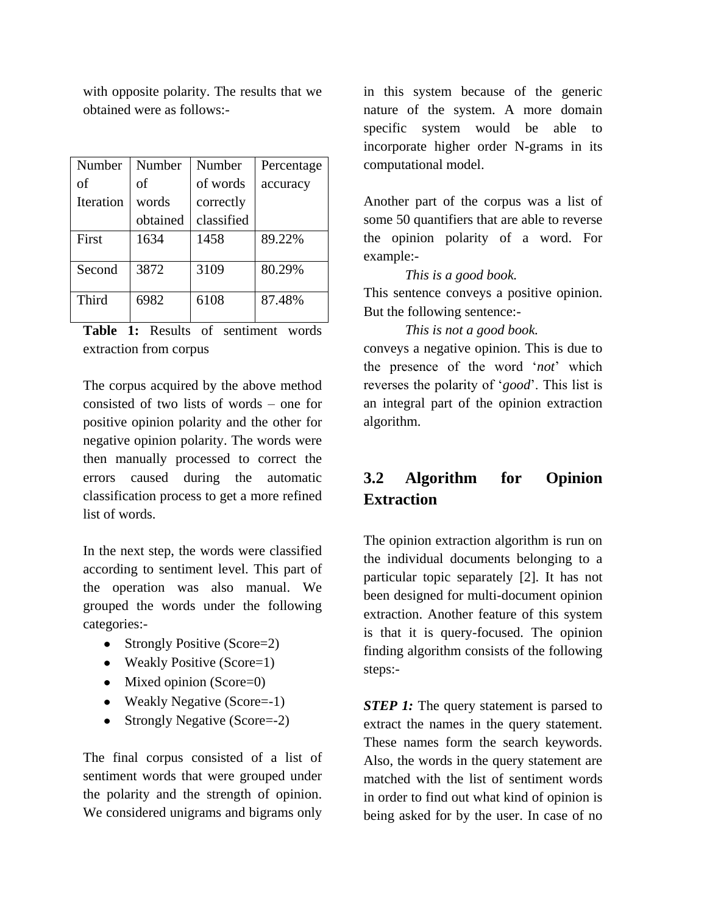with opposite polarity. The results that we obtained were as follows:-

| Number of Iteration | Number of words obtained | Number of words correctly classified | Percentage accuracy |
|---|---|---|---|
| First | 1634 | 1458 | 89.22% |
| Second | 3872 | 3109 | 80.29% |
| Third | 6982 | 6108 | 87.48% |

**Table 1:** Results of sentiment words extraction from corpus

The corpus acquired by the above method consisted of two lists of words – one for positive opinion polarity and the other for negative opinion polarity. The words were then manually processed to correct the errors caused during the automatic classification process to get a more refined list of words.

In the next step, the words were classified according to sentiment level. This part of the operation was also manual. We grouped the words under the following categories:-

- Strongly Positive (Score=2)
- Weakly Positive (Score=1)
- Mixed opinion (Score=0)
- Weakly Negative (Score=-1)
- Strongly Negative (Score=-2)

The final corpus consisted of a list of sentiment words that were grouped under the polarity and the strength of opinion. We considered unigrams and bigrams only in this system because of the generic nature of the system. A more domain specific system would be able to incorporate higher order N-grams in its computational model.

Another part of the corpus was a list of some 50 quantifiers that are able to reverse the opinion polarity of a word. For example:-

*This is a good book.*

This sentence conveys a positive opinion. But the following sentence:-

*This is not a good book.*

conveys a negative opinion. This is due to the presence of the word '*not*' which reverses the polarity of '*good*'. This list is an integral part of the opinion extraction algorithm.

## 3.2 Algorithm for Opinion Extraction

The opinion extraction algorithm is run on the individual documents belonging to a particular topic separately [2]. It has not been designed for multi-document opinion extraction. Another feature of this system is that it is query-focused. The opinion finding algorithm consists of the following steps:-

***STEP 1:*** The query statement is parsed to extract the names in the query statement. These names form the search keywords. Also, the words in the query statement are matched with the list of sentiment words in order to find out what kind of opinion is being asked for by the user. In case of no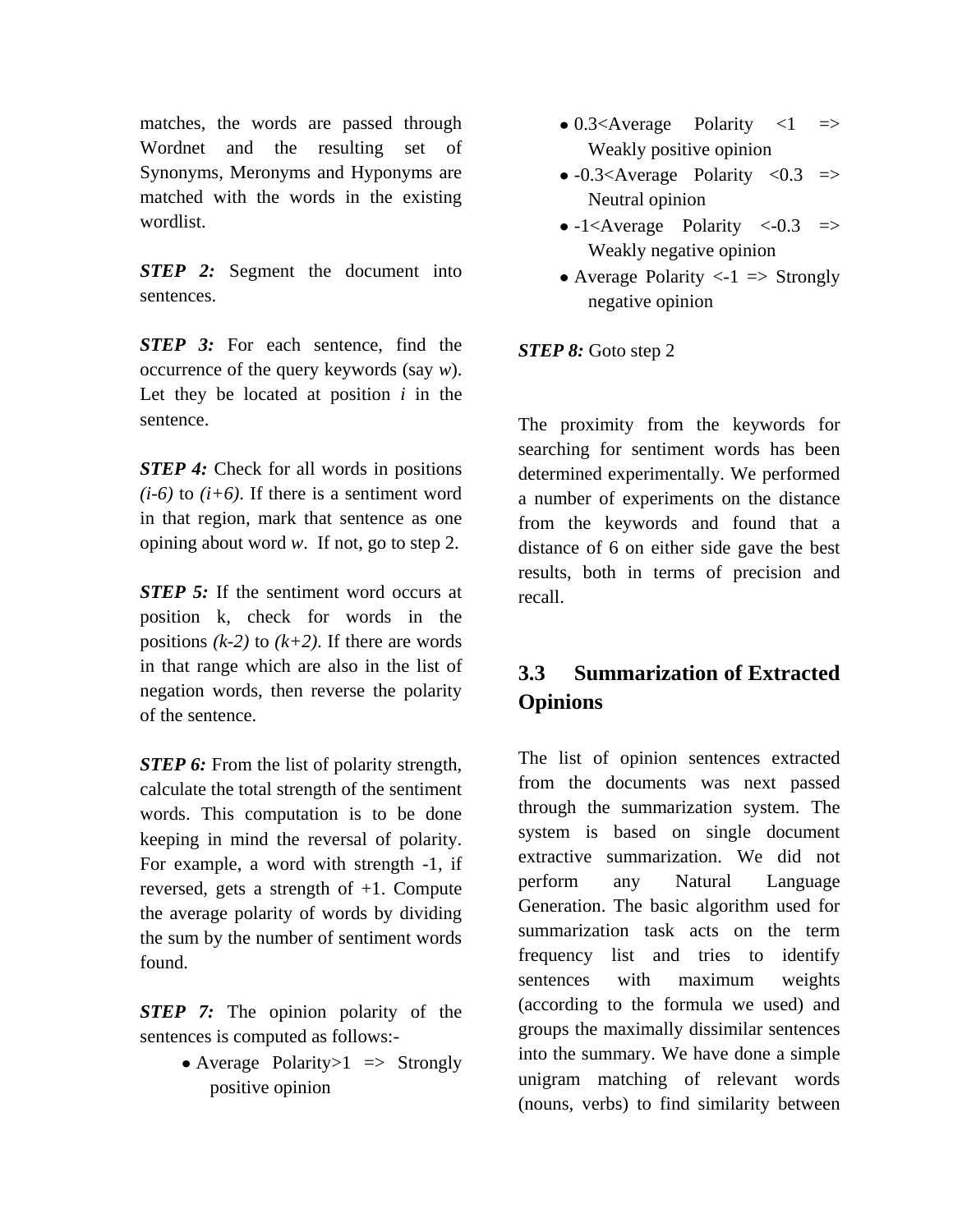matches, the words are passed through Wordnet and the resulting set of Synonyms, Meronyms and Hyponyms are matched with the words in the existing wordlist.

***STEP 2:*** Segment the document into sentences.

***STEP 3:*** For each sentence, find the occurrence of the query keywords (say *w*). Let they be located at position *i* in the sentence.

***STEP 4:*** Check for all words in positions *(i-6)* to *(i+6)*. If there is a sentiment word in that region, mark that sentence as one opining about word *w*. If not, go to step 2.

***STEP 5:*** If the sentiment word occurs at position k, check for words in the positions *(k-2)* to *(k+2)*. If there are words in that range which are also in the list of negation words, then reverse the polarity of the sentence.

***STEP 6:*** From the list of polarity strength, calculate the total strength of the sentiment words. This computation is to be done keeping in mind the reversal of polarity. For example, a word with strength -1, if reversed, gets a strength of +1. Compute the average polarity of words by dividing the sum by the number of sentiment words found.

***STEP 7:*** The opinion polarity of the sentences is computed as follows:-

- Average Polarity>1 => Strongly positive opinion
- 0.3<Average Polarity <1 => Weakly positive opinion
- -0.3<Average Polarity <0.3 => Neutral opinion
- -1<Average Polarity <-0.3 => Weakly negative opinion
- Average Polarity <-1 => Strongly negative opinion

***STEP 8:*** Goto step 2

The proximity from the keywords for searching for sentiment words has been determined experimentally. We performed a number of experiments on the distance from the keywords and found that a distance of 6 on either side gave the best results, both in terms of precision and recall.

## 3.3 Summarization of Extracted Opinions

The list of opinion sentences extracted from the documents was next passed through the summarization system. The system is based on single document extractive summarization. We did not perform any Natural Language Generation. The basic algorithm used for summarization task acts on the term frequency list and tries to identify sentences with maximum weights (according to the formula we used) and groups the maximally dissimilar sentences into the summary. We have done a simple unigram matching of relevant words (nouns, verbs) to find similarity between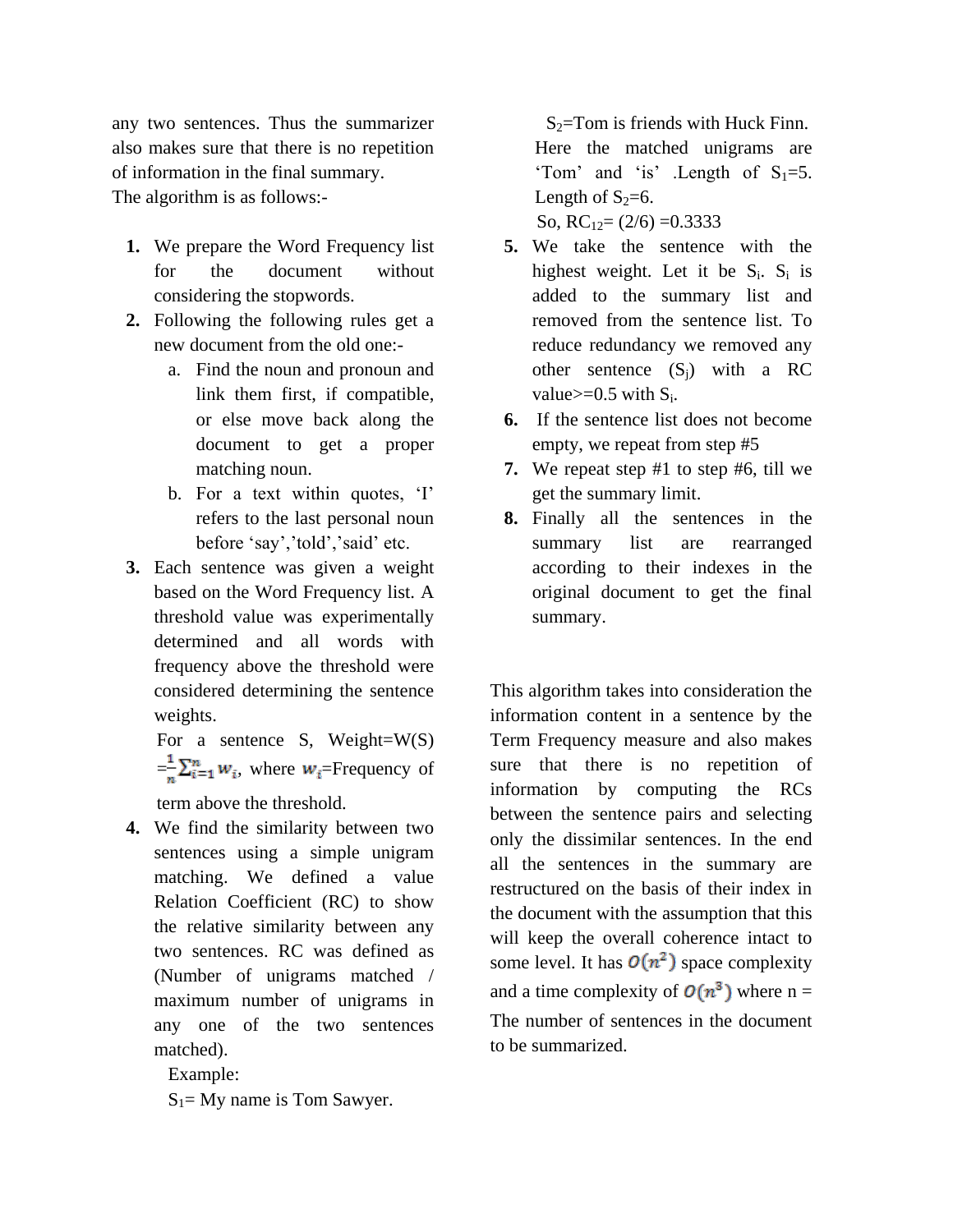any two sentences. Thus the summarizer also makes sure that there is no repetition of information in the final summary.

The algorithm is as follows:-

1. **1.** We prepare the Word Frequency list for the document without considering the stopwords.
2. **2.** Following the following rules get a new document from the old one:-
   a. Find the noun and pronoun and link them first, if compatible, or else move back along the document to get a proper matching noun.
   b. For a text within quotes, 'I' refers to the last personal noun before 'say','told','said' etc.
3. **3.** Each sentence was given a weight based on the Word Frequency list. A threshold value was experimentally determined and all words with frequency above the threshold were considered determining the sentence weights.

   For a sentence S, Weight=W(S) $=\frac{1}{n}\sum_{i=1}^{n} w_i$, where $w_i$=Frequency of term above the threshold.
4. **4.** We find the similarity between two sentences using a simple unigram matching. We defined a value Relation Coefficient (RC) to show the relative similarity between any two sentences. RC was defined as (Number of unigrams matched / maximum number of unigrams in any one of the two sentences matched).

   Example:

   $S_1$= My name is Tom Sawyer.

   $S_2$=Tom is friends with Huck Finn.

   Here the matched unigrams are 'Tom' and 'is' .Length of $S_1$=5. Length of $S_2$=6.

   So, $RC_{12}$= (2/6) =0.3333
5. **5.** We take the sentence with the highest weight. Let it be $S_i$. $S_i$ is added to the summary list and removed from the sentence list. To reduce redundancy we removed any other sentence ($S_j$) with a RC value>=0.5 with $S_i$.
6. **6.** If the sentence list does not become empty, we repeat from step #5
7. **7.** We repeat step #1 to step #6, till we get the summary limit.
8. **8.** Finally all the sentences in the summary list are rearranged according to their indexes in the original document to get the final summary.

This algorithm takes into consideration the information content in a sentence by the Term Frequency measure and also makes sure that there is no repetition of information by computing the RCs between the sentence pairs and selecting only the dissimilar sentences. In the end all the sentences in the summary are restructured on the basis of their index in the document with the assumption that this will keep the overall coherence intact to some level. It has $O(n^2)$ space complexity and a time complexity of $O(n^3)$ where n = The number of sentences in the document to be summarized.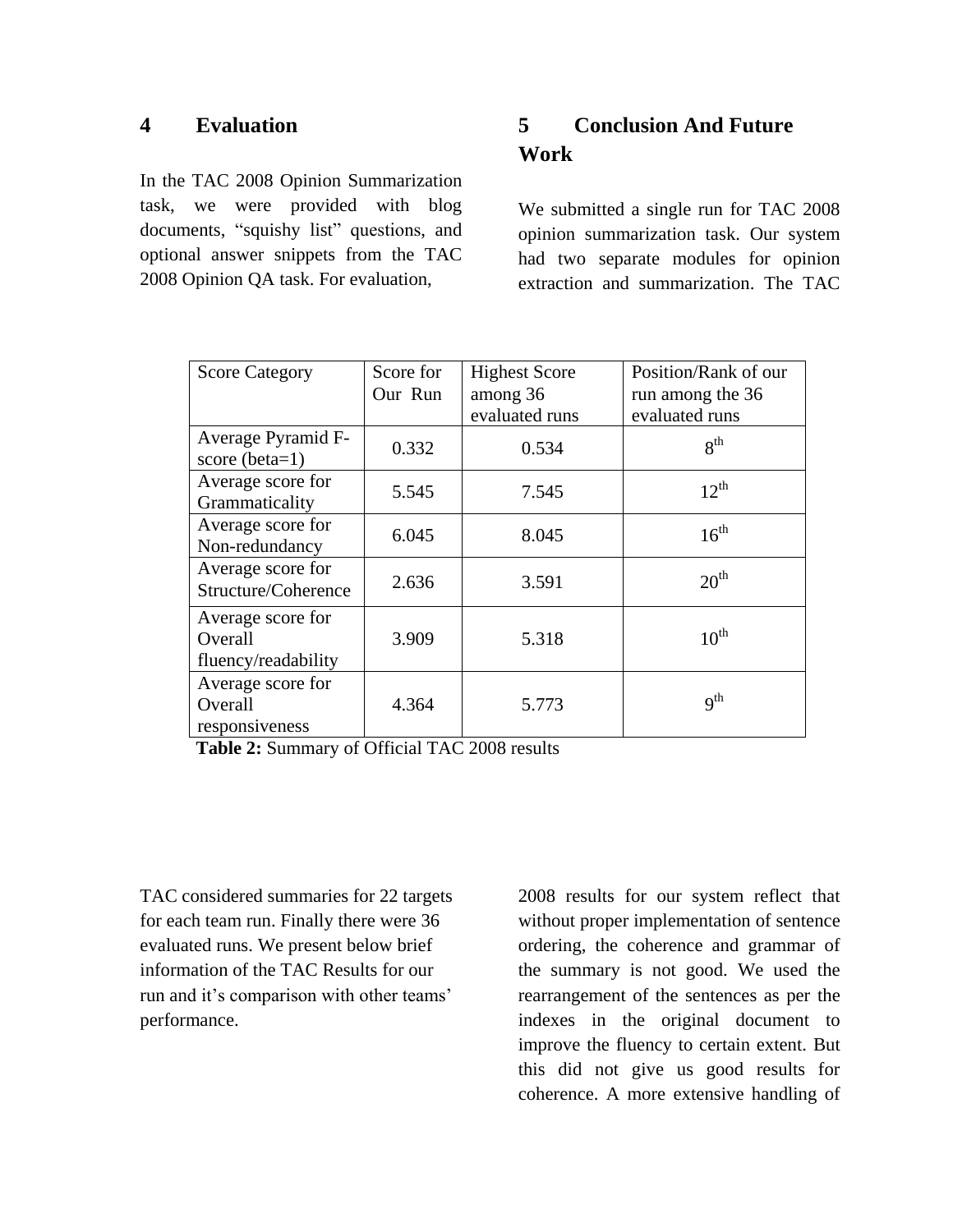## 4 Evaluation

In the TAC 2008 Opinion Summarization task, we were provided with blog documents, "squishy list" questions, and optional answer snippets from the TAC 2008 Opinion QA task. For evaluation, TAC considered summaries for 22 targets for each team run. Finally there were 36 evaluated runs. We present below brief information of the TAC Results for our run and it's comparison with other teams' performance.

| Score Category | Score for Our Run | Highest Score among 36 evaluated runs | Position/Rank of our run among the 36 evaluated runs |
|---|---|---|---|
| Average Pyramid F-score (beta=1) | 0.332 | 0.534 | 8th |
| Average score for Grammaticality | 5.545 | 7.545 | 12th |
| Average score for Non-redundancy | 6.045 | 8.045 | 16th |
| Average score for Structure/Coherence | 2.636 | 3.591 | 20th |
| Average score for Overall fluency/readability | 3.909 | 5.318 | 10th |
| Average score for Overall responsiveness | 4.364 | 5.773 | 9th |

**Table 2:** Summary of Official TAC 2008 results

## 5 Conclusion And Future Work

We submitted a single run for TAC 2008 opinion summarization task. Our system had two separate modules for opinion extraction and summarization. The TAC 2008 results for our system reflect that without proper implementation of sentence ordering, the coherence and grammar of the summary is not good. We used the rearrangement of the sentences as per the indexes in the original document to improve the fluency to certain extent. But this did not give us good results for coherence. A more extensive handling of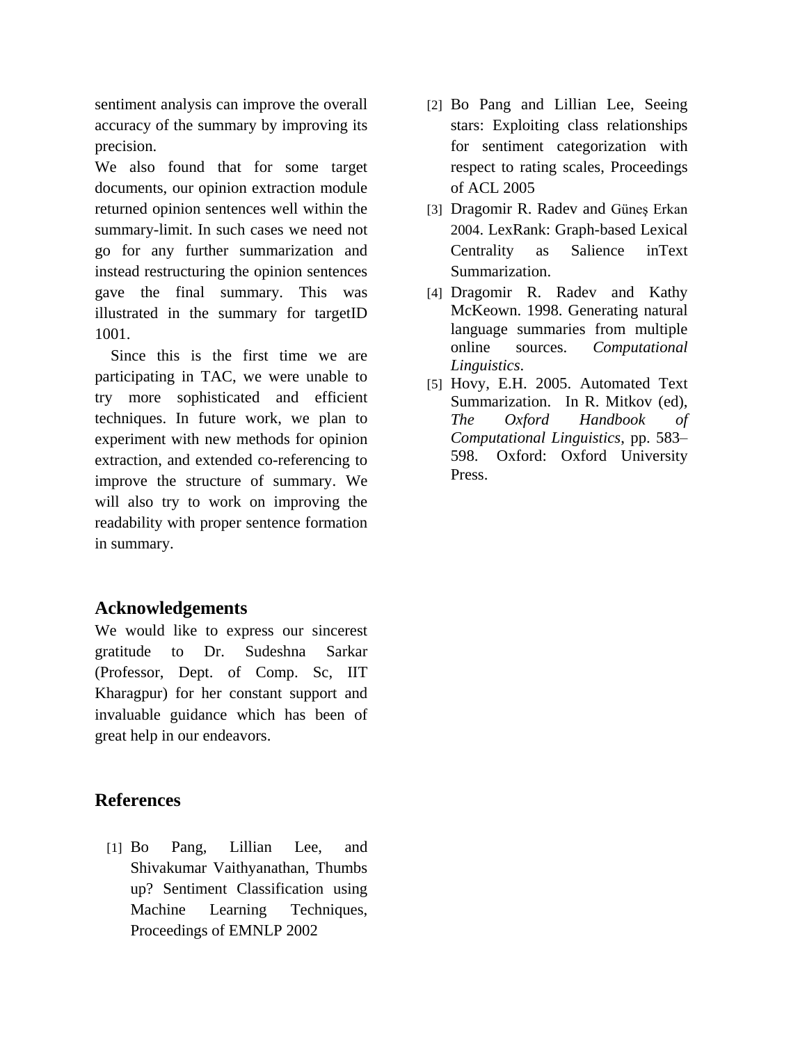sentiment analysis can improve the overall accuracy of the summary by improving its precision.

We also found that for some target documents, our opinion extraction module returned opinion sentences well within the summary-limit. In such cases we need not go for any further summarization and instead restructuring the opinion sentences gave the final summary. This was illustrated in the summary for targetID 1001.

Since this is the first time we are participating in TAC, we were unable to try more sophisticated and efficient techniques. In future work, we plan to experiment with new methods for opinion extraction, and extended co-referencing to improve the structure of summary. We will also try to work on improving the readability with proper sentence formation in summary.

## Acknowledgements

We would like to express our sincerest gratitude to Dr. Sudeshna Sarkar (Professor, Dept. of Comp. Sc, IIT Kharagpur) for her constant support and invaluable guidance which has been of great help in our endeavors.

## References

[1] Bo Pang, Lillian Lee, and Shivakumar Vaithyanathan, Thumbs up? Sentiment Classification using Machine Learning Techniques, Proceedings of EMNLP 2002

[2] Bo Pang and Lillian Lee, Seeing stars: Exploiting class relationships for sentiment categorization with respect to rating scales, Proceedings of ACL 2005

[3] Dragomir R. Radev and Güneş Erkan 2004. LexRank: Graph-based Lexical Centrality as Salience inText Summarization.

[4] Dragomir R. Radev and Kathy McKeown. 1998. Generating natural language summaries from multiple online sources. *Computational Linguistics*.

[5] Hovy, E.H. 2005. Automated Text Summarization. In R. Mitkov (ed), *The Oxford Handbook of Computational Linguistics*, pp. 583–598. Oxford: Oxford University Press.